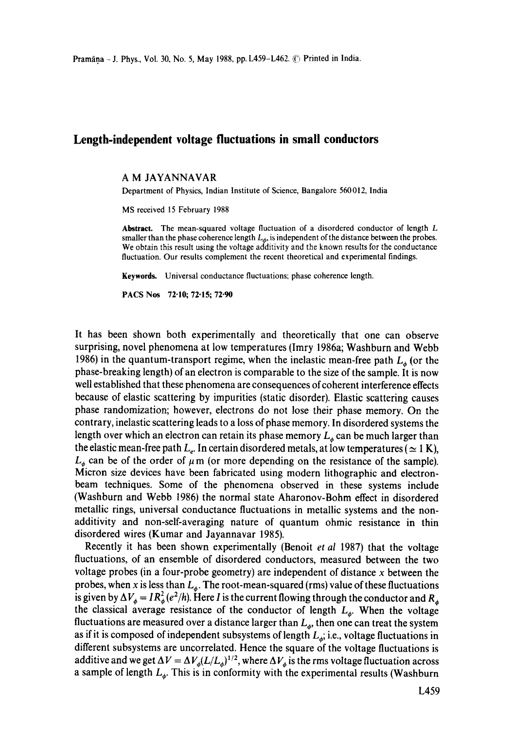# Length-independent voltage fluctuations in small conductors

A M JAYANNAVAR

Department of Physics, Indian Institute of Science, Bangalore 560012, India

MS received 15 February 1988

**Abstract.** The mean-squared voltage fluctuation of a disordered conductor of length $L$ smaller than the phase coherence length $L_\phi$, is independent of the distance between the probes. We obtain this result using the voltage additivity and the known results for the conductance fluctuation. Our results complement the recent theoretical and experimental findings.

**Keywords.** Universal conductance fluctuations; phase coherence length.

**PACS Nos** 72·10; 72·15; 72·90

It has been shown both experimentally and theoretically that one can observe surprising, novel phenomena at low temperatures (Imry 1986a; Washburn and Webb 1986) in the quantum-transport regime, when the inelastic mean-free path $L_\phi$ (or the phase-breaking length) of an electron is comparable to the size of the sample. It is now well established that these phenomena are consequences of coherent interference effects because of elastic scattering by impurities (static disorder). Elastic scattering causes phase randomization; however, electrons do not lose their phase memory. On the contrary, inelastic scattering leads to a loss of phase memory. In disordered systems the length over which an electron can retain its phase memory $L_\phi$ can be much larger than the elastic mean-free path $L_e$. In certain disordered metals, at low temperatures ($\simeq 1$ K), $L_\phi$ can be of the order of $\mu$m (or more depending on the resistance of the sample). Micron size devices have been fabricated using modern lithographic and electron-beam techniques. Some of the phenomena observed in these systems include (Washburn and Webb 1986) the normal state Aharonov-Bohm effect in disordered metallic rings, universal conductance fluctuations in metallic systems and the non-additivity and non-self-averaging nature of quantum ohmic resistance in thin disordered wires (Kumar and Jayannavar 1985).

Recently it has been shown experimentally (Benoit *et al* 1987) that the voltage fluctuations, of an ensemble of disordered conductors, measured between the two voltage probes (in a four-probe geometry) are independent of distance $x$ between the probes, when $x$ is less than $L_\phi$. The root-mean-squared (rms) value of these fluctuations is given by $\Delta V_\phi = IR_\phi^2(e^2/h)$. Here $I$ is the current flowing through the conductor and $R_\phi$ the classical average resistance of the conductor of length $L_\phi$. When the voltage fluctuations are measured over a distance larger than $L_\phi$, then one can treat the system as if it is composed of independent subsystems of length $L_\phi$; i.e., voltage fluctuations in different subsystems are uncorrelated. Hence the square of the voltage fluctuations is additive and we get $\Delta V = \Delta V_\phi(L/L_\phi)^{1/2}$, where $\Delta V_\phi$ is the rms voltage fluctuation across a sample of length $L_\phi$. This is in conformity with the experimental results (Washburn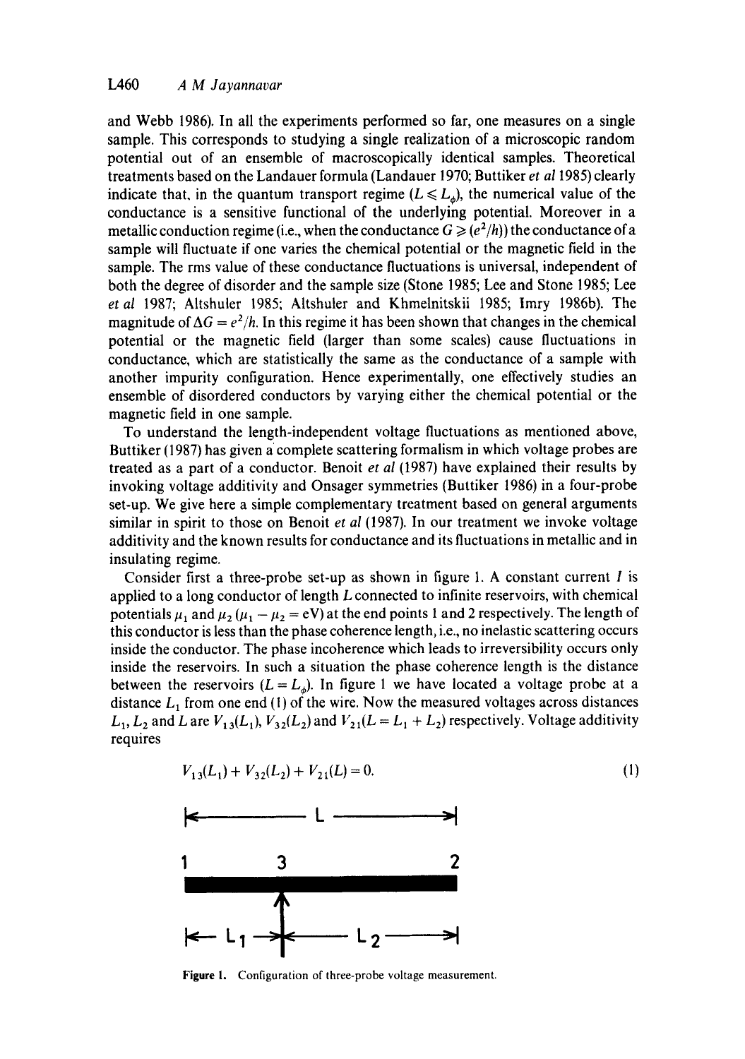and Webb 1986). In all the experiments performed so far, one measures on a single sample. This corresponds to studying a single realization of a microscopic random potential out of an ensemble of macroscopically identical samples. Theoretical treatments based on the Landauer formula (Landauer 1970; Buttiker *et al* 1985) clearly indicate that, in the quantum transport regime ($L \leqslant L_\phi$), the numerical value of the conductance is a sensitive functional of the underlying potential. Moreover in a metallic conduction regime (i.e., when the conductance $G \geqslant (e^2/h)$) the conductance of a sample will fluctuate if one varies the chemical potential or the magnetic field in the sample. The rms value of these conductance fluctuations is universal, independent of both the degree of disorder and the sample size (Stone 1985; Lee and Stone 1985; Lee *et al* 1987; Altshuler 1985; Altshuler and Khmelnitskii 1985; Imry 1986b). The magnitude of $\Delta G = e^2/h$. In this regime it has been shown that changes in the chemical potential or the magnetic field (larger than some scales) cause fluctuations in conductance, which are statistically the same as the conductance of a sample with another impurity configuration. Hence experimentally, one effectively studies an ensemble of disordered conductors by varying either the chemical potential or the magnetic field in one sample.

To understand the length-independent voltage fluctuations as mentioned above, Buttiker (1987) has given a complete scattering formalism in which voltage probes are treated as a part of a conductor. Benoit *et al* (1987) have explained their results by invoking voltage additivity and Onsager symmetries (Buttiker 1986) in a four-probe set-up. We give here a simple complementary treatment based on general arguments similar in spirit to those on Benoit *et al* (1987). In our treatment we invoke voltage additivity and the known results for conductance and its fluctuations in metallic and in insulating regime.

Consider first a three-probe set-up as shown in figure 1. A constant current $I$ is applied to a long conductor of length $L$ connected to infinite reservoirs, with chemical potentials $\mu_1$ and $\mu_2$ ($\mu_1 - \mu_2 = eV$) at the end points 1 and 2 respectively. The length of this conductor is less than the phase coherence length, i.e., no inelastic scattering occurs inside the conductor. The phase incoherence which leads to irreversibility occurs only inside the reservoirs. In such a situation the phase coherence length is the distance between the reservoirs ($L = L_\phi$). In figure 1 we have located a voltage probe at a distance $L_1$ from one end (1) of the wire. Now the measured voltages across distances $L_1$, $L_2$ and $L$ are $V_{13}(L_1)$, $V_{32}(L_2)$ and $V_{21}(L = L_1 + L_2)$ respectively. Voltage additivity requires

$$V_{13}(L_1) + V_{32}(L_2) + V_{21}(L) = 0. \tag{1}$$

**Figure 1.** Configuration of three-probe voltage measurement.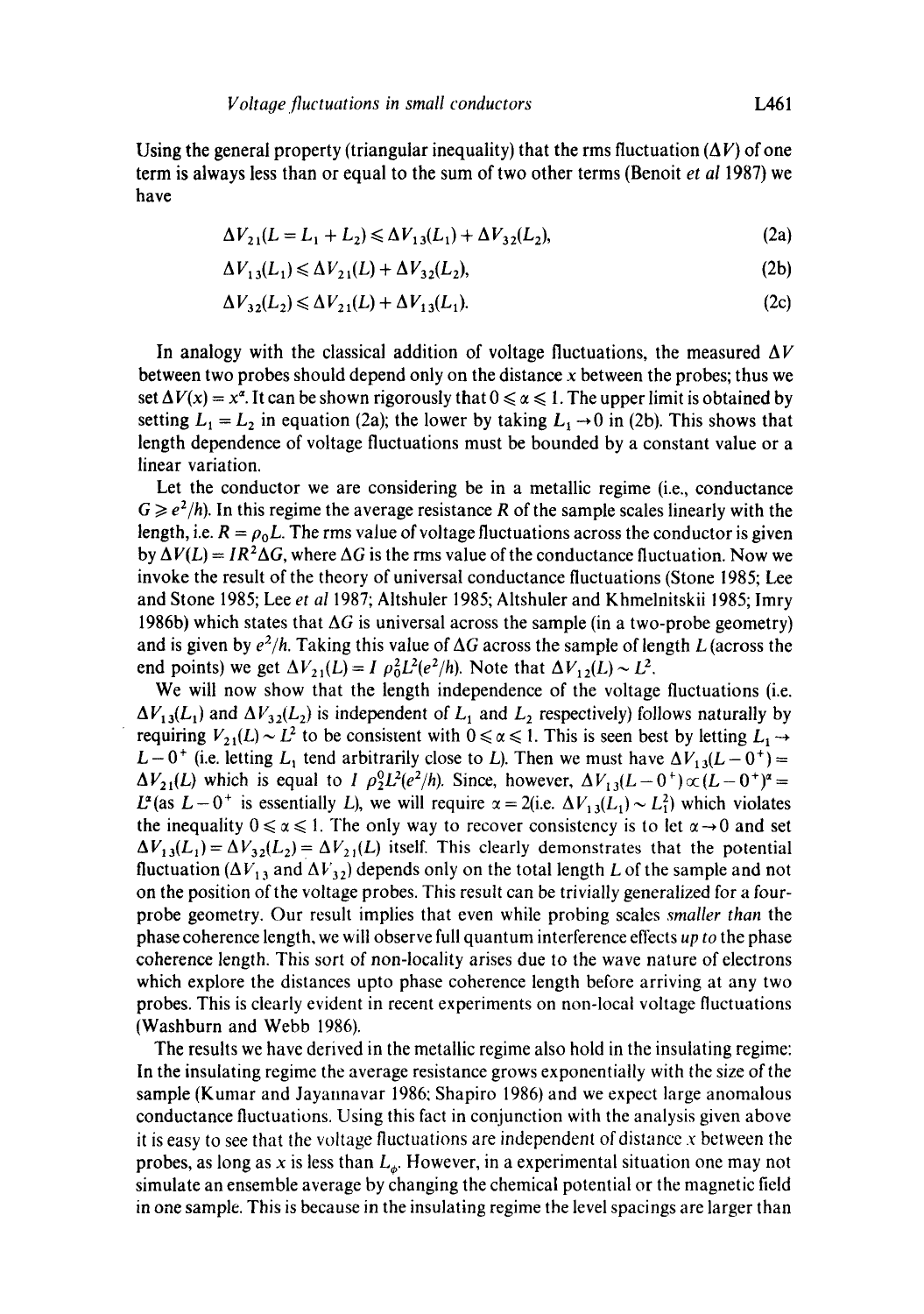Using the general property (triangular inequality) that the rms fluctuation ($\Delta V$) of one term is always less than or equal to the sum of two other terms (Benoit *et al* 1987) we have

$$\Delta V_{21}(L = L_1 + L_2) \leqslant \Delta V_{13}(L_1) + \Delta V_{32}(L_2), \tag{2a}$$

$$\Delta V_{13}(L_1) \leqslant \Delta V_{21}(L) + \Delta V_{32}(L_2), \tag{2b}$$

$$\Delta V_{32}(L_2) \leqslant \Delta V_{21}(L) + \Delta V_{13}(L_1). \tag{2c}$$

In analogy with the classical addition of voltage fluctuations, the measured $\Delta V$ between two probes should depend only on the distance $x$ between the probes; thus we set $\Delta V(x) = x^{\alpha}$. It can be shown rigorously that $0 \leqslant \alpha \leqslant 1$. The upper limit is obtained by setting $L_1 = L_2$ in equation (2a); the lower by taking $L_1 \to 0$ in (2b). This shows that length dependence of voltage fluctuations must be bounded by a constant value or a linear variation.

Let the conductor we are considering be in a metallic regime (i.e., conductance $G \geqslant e^2/h$). In this regime the average resistance $R$ of the sample scales linearly with the length, i.e. $R = \rho_0 L$. The rms value of voltage fluctuations across the conductor is given by $\Delta V(L) = IR^2 \Delta G$, where $\Delta G$ is the rms value of the conductance fluctuation. Now we invoke the result of the theory of universal conductance fluctuations (Stone 1985; Lee and Stone 1985; Lee *et al* 1987; Altshuler 1985; Altshuler and Khmelnitskii 1985; Imry 1986b) which states that $\Delta G$ is universal across the sample (in a two-probe geometry) and is given by $e^2/h$. Taking this value of $\Delta G$ across the sample of length $L$ (across the end points) we get $\Delta V_{21}(L) = I\ \rho_0^2 L^2 (e^2/h)$. Note that $\Delta V_{12}(L) \sim L^2$.

We will now show that the length independence of the voltage fluctuations (i.e. $\Delta V_{13}(L_1)$ and $\Delta V_{32}(L_2)$ is independent of $L_1$ and $L_2$ respectively) follows naturally by requiring $V_{21}(L) \sim L^2$ to be consistent with $0 \leqslant \alpha \leqslant 1$. This is seen best by letting $L_1 \to L - 0^+$ (i.e. letting $L_1$ tend arbitrarily close to $L$). Then we must have $\Delta V_{13}(L - 0^+) = \Delta V_{21}(L)$ which is equal to $I\ \rho_0^2 L^2 (e^2/h)$. Since, however, $\Delta V_{13}(L - 0^+) \propto (L - 0^+)^{\alpha} = L^{\alpha}$ (as $L - 0^+$ is essentially $L$), we will require $\alpha = 2$ (i.e. $\Delta V_{13}(L_1) \sim L_1^2$) which violates the inequality $0 \leqslant \alpha \leqslant 1$. The only way to recover consistency is to let $\alpha \to 0$ and set $\Delta V_{13}(L_1) = \Delta V_{32}(L_2) = \Delta V_{21}(L)$ itself. This clearly demonstrates that the potential fluctuation ($\Delta V_{13}$ and $\Delta V_{32}$) depends only on the total length $L$ of the sample and not on the position of the voltage probes. This result can be trivially generalized for a four-probe geometry. Our result implies that even while probing scales *smaller than* the phase coherence length, we will observe full quantum interference effects *up to* the phase coherence length. This sort of non-locality arises due to the wave nature of electrons which explore the distances upto phase coherence length before arriving at any two probes. This is clearly evident in recent experiments on non-local voltage fluctuations (Washburn and Webb 1986).

The results we have derived in the metallic regime also hold in the insulating regime: In the insulating regime the average resistance grows exponentially with the size of the sample (Kumar and Jayannavar 1986; Shapiro 1986) and we expect large anomalous conductance fluctuations. Using this fact in conjunction with the analysis given above it is easy to see that the voltage fluctuations are independent of distance $x$ between the probes, as long as $x$ is less than $L_{\phi}$. However, in a experimental situation one may not simulate an ensemble average by changing the chemical potential or the magnetic field in one sample. This is because in the insulating regime the level spacings are larger than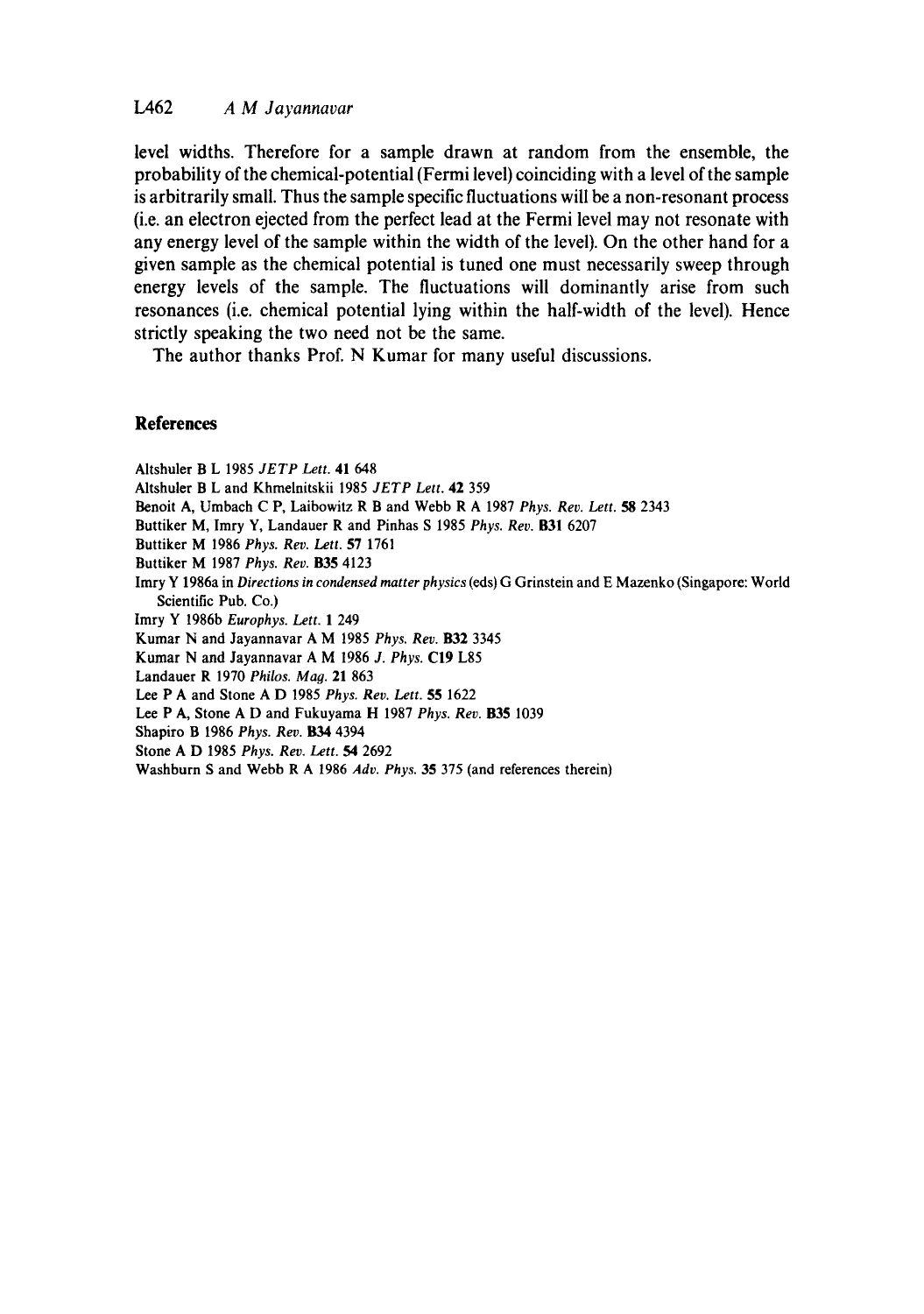level widths. Therefore for a sample drawn at random from the ensemble, the probability of the chemical-potential (Fermi level) coinciding with a level of the sample is arbitrarily small. Thus the sample specific fluctuations will be a non-resonant process (i.e. an electron ejected from the perfect lead at the Fermi level may not resonate with any energy level of the sample within the width of the level). On the other hand for a given sample as the chemical potential is tuned one must necessarily sweep through energy levels of the sample. The fluctuations will dominantly arise from such resonances (i.e. chemical potential lying within the half-width of the level). Hence strictly speaking the two need not be the same.

The author thanks Prof. N Kumar for many useful discussions.

## References

Altshuler B L 1985 *JETP Lett.* **41** 648
Altshuler B L and Khmelnitskii 1985 *JETP Lett.* **42** 359
Benoit A, Umbach C P, Laibowitz R B and Webb R A 1987 *Phys. Rev. Lett.* **58** 2343
Buttiker M, Imry Y, Landauer R and Pinhas S 1985 *Phys. Rev.* **B31** 6207
Buttiker M 1986 *Phys. Rev. Lett.* **57** 1761
Buttiker M 1987 *Phys. Rev.* **B35** 4123
Imry Y 1986a in *Directions in condensed matter physics* (eds) G Grinstein and E Mazenko (Singapore: World Scientific Pub. Co.)
Imry Y 1986b *Europhys. Lett.* **1** 249
Kumar N and Jayannavar A M 1985 *Phys. Rev.* **B32** 3345
Kumar N and Jayannavar A M 1986 *J. Phys.* **C19** L85
Landauer R 1970 *Philos. Mag.* **21** 863
Lee P A and Stone A D 1985 *Phys. Rev. Lett.* **55** 1622
Lee P A, Stone A D and Fukuyama H 1987 *Phys. Rev.* **B35** 1039
Shapiro B 1986 *Phys. Rev.* **B34** 4394
Stone A D 1985 *Phys. Rev. Lett.* **54** 2692
Washburn S and Webb R A 1986 *Adv. Phys.* **35** 375 (and references therein)